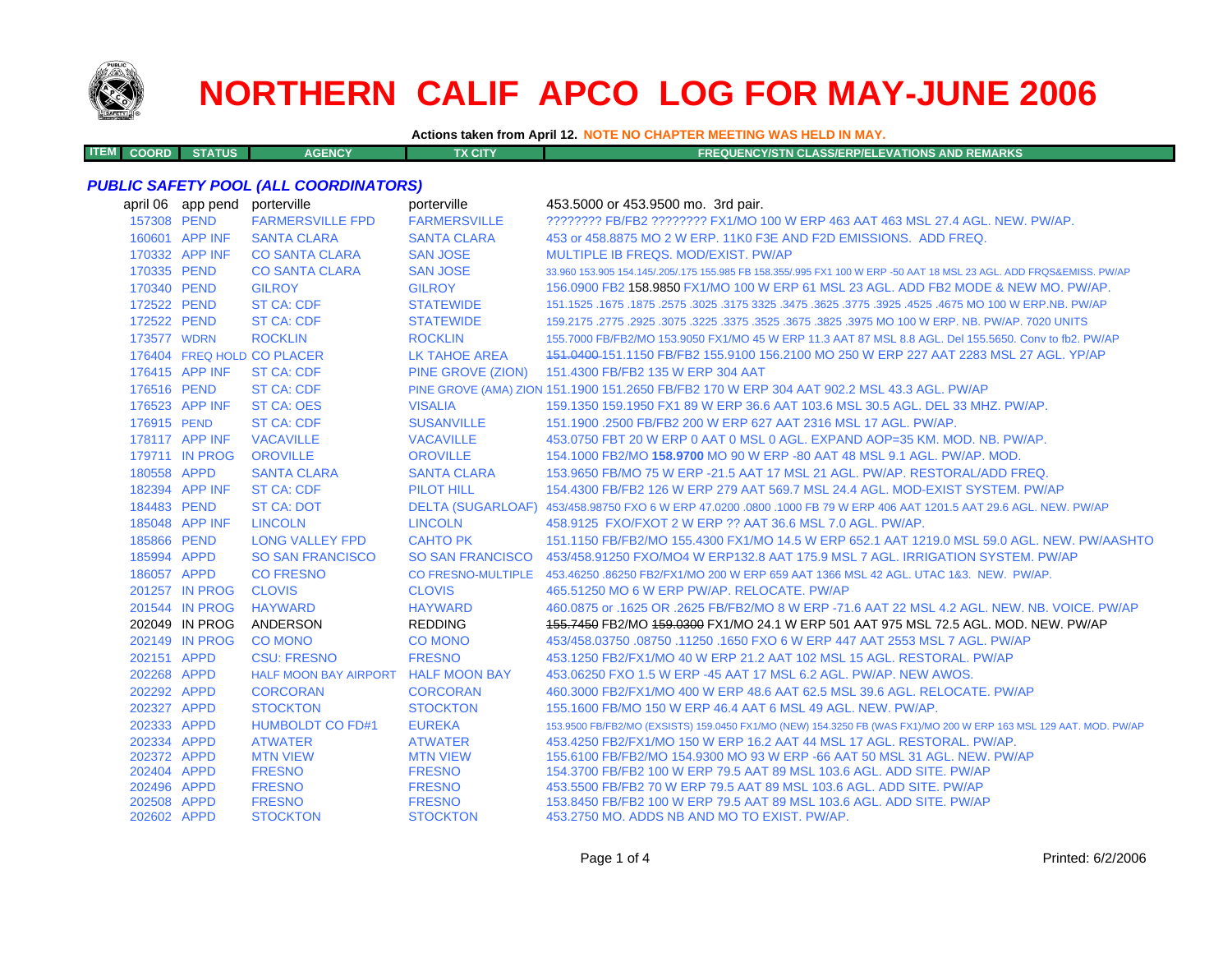# NORTHERN CALIF APCO LOG FOR MAY-JUNE 2006

**Actions taken from April 12. NOTE NO CHAPTER MEETING WAS HELD IN MAY.**

### *PUBLIC SAFETY POOL (ALL COORDINATORS)*

| ITEM COORD | STATUS | AGENCY | TX CITY | FREQUENCY/STN CLASS/ERP/ELEVATIONS AND REMARKS |
|---|---|---|---|---|
| april 06 | app pend | porterville | porterville | 453.5000 or 453.9500 mo. 3rd pair. |
| 157308 | PEND | FARMERSVILLE FPD | FARMERSVILLE | ???????? FB/FB2 ???????? FX1/MO 100 W ERP 463 AAT 463 MSL 27.4 AGL. NEW. PW/AP. |
| 160601 | APP INF | SANTA CLARA | SANTA CLARA | 453 or 458.8875 MO 2 W ERP. 11K0 F3E AND F2D EMISSIONS. ADD FREQ. |
| 170332 | APP INF | CO SANTA CLARA | SAN JOSE | MULTIPLE IB FREQS. MOD/EXIST. PW/AP |
| 170335 | PEND | CO SANTA CLARA | SAN JOSE | 33.960 153.905 154.145/.205/.175 155.985 FB 158.355/.995 FX1 100 W ERP -50 AAT 18 MSL 23 AGL. ADD FRQS&EMISS. PW/AP |
| 170340 | PEND | GILROY | GILROY | 156.0900 FB2 158.9850 FX1/MO 100 W ERP 61 MSL 23 AGL. ADD FB2 MODE & NEW MO. PW/AP. |
| 172522 | PEND | ST CA: CDF | STATEWIDE | 151.1525 .1675 .1875 .2575 .3025 .3175 3325 .3475 .3625 .3775 .3925 .4525 .4675 MO 100 W ERP.NB. PW/AP |
| 172522 | PEND | ST CA: CDF | STATEWIDE | 159.2175 .2775 .2925 .3075 .3225 .3375 .3525 .3675 .3825 .3975 MO 100 W ERP. NB. PW/AP. 7020 UNITS |
| 173577 | WDRN | ROCKLIN | ROCKLIN | 155.7000 FB/FB2/MO 153.9050 FX1/MO 45 W ERP 11.3 AAT 87 MSL 8.8 AGL. Del 155.5650. Conv to fb2. PW/AP |
| 176404 | FREQ HOLD | CO PLACER | LK TAHOE AREA | ~~151.0400~~ 151.1150 FB/FB2 155.9100 156.2100 MO 250 W ERP 227 AAT 2283 MSL 27 AGL. YP/AP |
| 176415 | APP INF | ST CA: CDF | PINE GROVE (ZION) | 151.4300 FB/FB2 135 W ERP 304 AAT |
| 176516 | PEND | ST CA: CDF | PINE GROVE (AMA) ZION | 151.1900 151.2650 FB/FB2 170 W ERP 304 AAT 902.2 MSL 43.3 AGL. PW/AP |
| 176523 | APP INF | ST CA: OES | VISALIA | 159.1350 159.1950 FX1 89 W ERP 36.6 AAT 103.6 MSL 30.5 AGL. DEL 33 MHZ. PW/AP. |
| 176915 | PEND | ST CA: CDF | SUSANVILLE | 151.1900 .2500 FB/FB2 200 W ERP 627 AAT 2316 MSL 17 AGL. PW/AP. |
| 178117 | APP INF | VACAVILLE | VACAVILLE | 453.0750 FBT 20 W ERP 0 AAT 0 MSL 0 AGL. EXPAND AOP=35 KM. MOD. NB. PW/AP. |
| 179711 | IN PROG | OROVILLE | OROVILLE | 154.1000 FB2/MO **158.9700** MO 90 W ERP -80 AAT 48 MSL 9.1 AGL. PW/AP. MOD. |
| 180558 | APPD | SANTA CLARA | SANTA CLARA | 153.9650 FB/MO 75 W ERP -21.5 AAT 17 MSL 21 AGL. PW/AP. RESTORAL/ADD FREQ. |
| 182394 | APP INF | ST CA: CDF | PILOT HILL | 154.4300 FB/FB2 126 W ERP 279 AAT 569.7 MSL 24.4 AGL. MOD-EXIST SYSTEM. PW/AP |
| 184483 | PEND | ST CA: DOT | DELTA (SUGARLOAF) | 453/458.98750 FXO 6 W ERP 47.0200 .0800 .1000 FB 79 W ERP 406 AAT 1201.5 AAT 29.6 AGL. NEW. PW/AP |
| 185048 | APP INF | LINCOLN | LINCOLN | 458.9125 FXO/FXOT 2 W ERP ?? AAT 36.6 MSL 7.0 AGL. PW/AP. |
| 185866 | PEND | LONG VALLEY FPD | CAHTO PK | 151.1150 FB/FB2/MO 155.4300 FX1/MO 14.5 W ERP 652.1 AAT 1219.0 MSL 59.0 AGL. NEW. PW/AASHTO |
| 185994 | APPD | SO SAN FRANCISCO | SO SAN FRANCISCO | 453/458.91250 FXO/MO4 W ERP132.8 AAT 175.9 MSL 7 AGL. IRRIGATION SYSTEM. PW/AP |
| 186057 | APPD | CO FRESNO | CO FRESNO-MULTIPLE | 453.46250 .86250 FB2/FX1/MO 200 W ERP 659 AAT 1366 MSL 42 AGL. UTAC 1&3. NEW. PW/AP. |
| 201257 | IN PROG | CLOVIS | CLOVIS | 465.51250 MO 6 W ERP PW/AP. RELOCATE. PW/AP |
| 201544 | IN PROG | HAYWARD | HAYWARD | 460.0875 or .1625 OR .2625 FB/FB2/MO 8 W ERP -71.6 AAT 22 MSL 4.2 AGL. NEW. NB. VOICE. PW/AP |
| 202049 | IN PROG | ANDERSON | REDDING | ~~155.7450~~ FB2/MO ~~159.0300~~ FX1/MO 24.1 W ERP 501 AAT 975 MSL 72.5 AGL. MOD. NEW. PW/AP |
| 202149 | IN PROG | CO MONO | CO MONO | 453/458.03750 .08750 .11250 .1650 FXO 6 W ERP 447 AAT 2553 MSL 7 AGL. PW/AP |
| 202151 | APPD | CSU: FRESNO | FRESNO | 453.1250 FB2/FX1/MO 40 W ERP 21.2 AAT 102 MSL 15 AGL. RESTORAL. PW/AP |
| 202268 | APPD | HALF MOON BAY AIRPORT | HALF MOON BAY | 453.06250 FXO 1.5 W ERP -45 AAT 17 MSL 6.2 AGL. PW/AP. NEW AWOS. |
| 202292 | APPD | CORCORAN | CORCORAN | 460.3000 FB2/FX1/MO 400 W ERP 48.6 AAT 62.5 MSL 39.6 AGL. RELOCATE. PW/AP |
| 202327 | APPD | STOCKTON | STOCKTON | 155.1600 FB/MO 150 W ERP 46.4 AAT 6 MSL 49 AGL. NEW. PW/AP. |
| 202333 | APPD | HUMBOLDT CO FD#1 | EUREKA | 153.9500 FB/FB2/MO (EXSISTS) 159.0450 FX1/MO (NEW) 154.3250 FB (WAS FX1)/MO 200 W ERP 163 MSL 129 AAT. MOD. PW/AP |
| 202334 | APPD | ATWATER | ATWATER | 453.4250 FB2/FX1/MO 150 W ERP 16.2 AAT 44 MSL 17 AGL. RESTORAL. PW/AP. |
| 202372 | APPD | MTN VIEW | MTN VIEW | 155.6100 FB/FB2/MO 154.9300 MO 93 W ERP -66 AAT 50 MSL 31 AGL. NEW. PW/AP |
| 202404 | APPD | FRESNO | FRESNO | 154.3700 FB/FB2 100 W ERP 79.5 AAT 89 MSL 103.6 AGL. ADD SITE. PW/AP |
| 202496 | APPD | FRESNO | FRESNO | 453.5500 FB/FB2 70 W ERP 79.5 AAT 89 MSL 103.6 AGL. ADD SITE. PW/AP |
| 202508 | APPD | FRESNO | FRESNO | 153.8450 FB/FB2 100 W ERP 79.5 AAT 89 MSL 103.6 AGL. ADD SITE. PW/AP |
| 202602 | APPD | STOCKTON | STOCKTON | 453.2750 MO. ADDS NB AND MO TO EXIST. PW/AP. |

Printed: 6/2/2006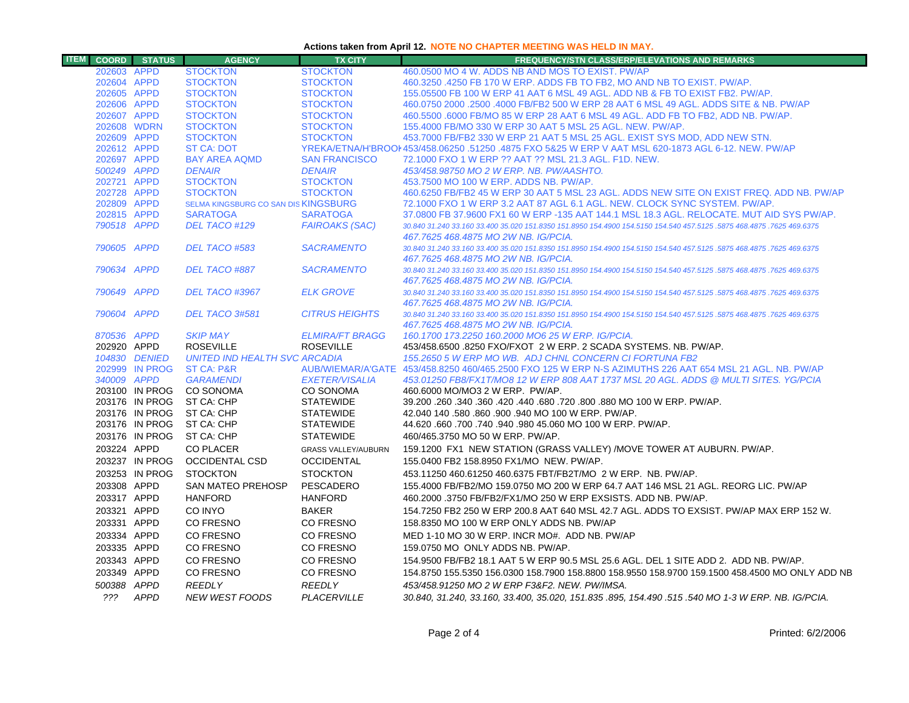**Actions taken from April 12. NOTE NO CHAPTER MEETING WAS HELD IN MAY.**

| ITEM | COORD | STATUS | AGENCY | TX CITY | FREQUENCY/STN CLASS/ERP/ELEVATIONS AND REMARKS |
|---|---|---|---|---|---|
| | 202603 | APPD | STOCKTON | STOCKTON | 460.0500 MO 4 W. ADDS NB AND MOS TO EXIST. PW/AP |
| | 202604 | APPD | STOCKTON | STOCKTON | 460.3250 .4250 FB 170 W ERP. ADDS FB TO FB2, MO AND NB TO EXIST. PW/AP. |
| | 202605 | APPD | STOCKTON | STOCKTON | 155.05500 FB 100 W ERP 41 AAT 6 MSL 49 AGL. ADD NB & FB TO EXIST FB2. PW/AP. |
| | 202606 | APPD | STOCKTON | STOCKTON | 460.0750 2000 .2500 .4000 FB/FB2 500 W ERP 28 AAT 6 MSL 49 AGL. ADDS SITE & NB. PW/AP |
| | 202607 | APPD | STOCKTON | STOCKTON | 460.5500 .6000 FB/MO 85 W ERP 28 AAT 6 MSL 49 AGL. ADD FB TO FB2, ADD NB. PW/AP. |
| | 202608 | WDRN | STOCKTON | STOCKTON | 155.4000 FB/MO 330 W ERP 30 AAT 5 MSL 25 AGL. NEW. PW/AP. |
| | 202609 | APPD | STOCKTON | STOCKTON | 453.7000 FB/FB2 330 W ERP 21 AAT 5 MSL 25 AGL. EXIST SYS MOD, ADD NEW STN. |
| | 202612 | APPD | ST CA: DOT | YREKA/ETNA/H'BROOK | 453/458.06250 .51250 .4875 FXO 5&25 W ERP V AAT MSL 620-1873 AGL 6-12. NEW. PW/AP |
| | 202697 | APPD | BAY AREA AQMD | SAN FRANCISCO | 72.1000 FXO 1 W ERP ?? AAT ?? MSL 21.3 AGL. F1D. NEW. |
| | *500249* | *APPD* | *DENAIR* | *DENAIR* | *453/458.98750 MO 2 W ERP. NB. PW/AASHTO.* |
| | 202721 | APPD | STOCKTON | STOCKTON | 453.7500 MO 100 W ERP. ADDS NB. PW/AP. |
| | 202728 | APPD | STOCKTON | STOCKTON | 460.6250 FB/FB2 45 W ERP 30 AAT 5 MSL 23 AGL. ADDS NEW SITE ON EXIST FREQ. ADD NB. PW/AP |
| | 202809 | APPD | SELMA KINGSBURG CO SAN DIS | KINGSBURG | 72.1000 FXO 1 W ERP 3.2 AAT 87 AGL 6.1 AGL. NEW. CLOCK SYNC SYSTEM. PW/AP. |
| | 202815 | APPD | SARATOGA | SARATOGA | 37.0800 FB 37.9600 FX1 60 W ERP -135 AAT 144.1 MSL 18.3 AGL. RELOCATE. MUT AID SYS PW/AP. |
| | *790518* | *APPD* | *DEL TACO #129* | *FAIROAKS (SAC)* | *30.840 31.240 33.160 33.400 35.020 151.8350 151.8950 154.4900 154.5150 154.540 457.5125 .5875 468.4875 .7625 469.6375 467.7625 468.4875 MO 2W NB. IG/PCIA.* |
| | *790605* | *APPD* | *DEL TACO #583* | *SACRAMENTO* | *30.840 31.240 33.160 33.400 35.020 151.8350 151.8950 154.4900 154.5150 154.540 457.5125 .5875 468.4875 .7625 469.6375 467.7625 468.4875 MO 2W NB. IG/PCIA.* |
| | *790634* | *APPD* | *DEL TACO #887* | *SACRAMENTO* | *30.840 31.240 33.160 33.400 35.020 151.8350 151.8950 154.4900 154.5150 154.540 457.5125 .5875 468.4875 .7625 469.6375 467.7625 468.4875 MO 2W NB. IG/PCIA.* |
| | *790649* | *APPD* | *DEL TACO #3967* | *ELK GROVE* | *30.840 31.240 33.160 33.400 35.020 151.8350 151.8950 154.4900 154.5150 154.540 457.5125 .5875 468.4875 .7625 469.6375 467.7625 468.4875 MO 2W NB. IG/PCIA.* |
| | *790604* | *APPD* | *DEL TACO 3#581* | *CITRUS HEIGHTS* | *30.840 31.240 33.160 33.400 35.020 151.8350 151.8950 154.4900 154.5150 154.540 457.5125 .5875 468.4875 .7625 469.6375 467.7625 468.4875 MO 2W NB. IG/PCIA.* |
| | *870536* | *APPD* | *SKIP MAY* | *ELMIRA/FT BRAGG* | *160.1700 173.2250 160.2000 MO6 25 W ERP. IG/PCIA.* |
| | 202920 | APPD | ROSEVILLE | ROSEVILLE | 453/458.6500 .8250 FXO/FXOT 2 W ERP. 2 SCADA SYSTEMS. NB. PW/AP. |
| | *104830* | *DENIED* | *UNITED IND HEALTH SVC* | *ARCADIA* | *155.2650 5 W ERP MO WB. ADJ CHNL CONCERN CI FORTUNA FB2* |
| | 202999 | IN PROG | ST CA: P&R | AUB/WIEMAR/A'GATE | 453/458.8250 460/465.2500 FXO 125 W ERP N-S AZIMUTHS 226 AAT 654 MSL 21 AGL. NB. PW/AP |
| | *340009* | *APPD* | *GARAMENDI* | *EXETER/VISALIA* | *453.01250 FB8/FX1T/MO8 12 W ERP 808 AAT 1737 MSL 20 AGL. ADDS @ MULTI SITES. YG/PCIA* |
| | 203100 | IN PROG | CO SONOMA | CO SONOMA | 460.6000 MO/MO3 2 W ERP. PW/AP. |
| | 203176 | IN PROG | ST CA: CHP | STATEWIDE | 39.200 .260 .340 .360 .420 .440 .680 .720 .800 .880 MO 100 W ERP. PW/AP. |
| | 203176 | IN PROG | ST CA: CHP | STATEWIDE | 42.040 140 .580 .860 .900 .940 MO 100 W ERP. PW/AP. |
| | 203176 | IN PROG | ST CA: CHP | STATEWIDE | 44.620 .660 .700 .740 .940 .980 45.060 MO 100 W ERP. PW/AP. |
| | 203176 | IN PROG | ST CA: CHP | STATEWIDE | 460/465.3750 MO 50 W ERP. PW/AP. |
| | 203224 | APPD | CO PLACER | GRASS VALLEY/AUBURN | 159.1200 FX1 NEW STATION (GRASS VALLEY) /MOVE TOWER AT AUBURN. PW/AP. |
| | 203237 | IN PROG | OCCIDENTAL CSD | OCCIDENTAL | 155.0400 FB2 158.8950 FX1/MO NEW. PW/AP. |
| | 203253 | IN PROG | STOCKTON | STOCKTON | 453.11250 460.61250 460.6375 FBT/FB2T/MO 2 W ERP. NB. PW/AP. |
| | 203308 | APPD | SAN MATEO PREHOSP | PESCADERO | 155.4000 FB/FB2/MO 159.0750 MO 200 W ERP 64.7 AAT 146 MSL 21 AGL. REORG LIC. PW/AP |
| | 203317 | APPD | HANFORD | HANFORD | 460.2000 .3750 FB/FB2/FX1/MO 250 W ERP EXSISTS. ADD NB. PW/AP. |
| | 203321 | APPD | CO INYO | BAKER | 154.7250 FB2 250 W ERP 200.8 AAT 640 MSL 42.7 AGL. ADDS TO EXSIST. PW/AP MAX ERP 152 W. |
| | 203331 | APPD | CO FRESNO | CO FRESNO | 158.8350 MO 100 W ERP ONLY ADDS NB. PW/AP |
| | 203334 | APPD | CO FRESNO | CO FRESNO | MED 1-10 MO 30 W ERP. INCR MO#. ADD NB. PW/AP |
| | 203335 | APPD | CO FRESNO | CO FRESNO | 159.0750 MO ONLY ADDS NB. PW/AP. |
| | 203343 | APPD | CO FRESNO | CO FRESNO | 154.9500 FB/FB2 18.1 AAT 5 W ERP 90.5 MSL 25.6 AGL. DEL 1 SITE ADD 2. ADD NB. PW/AP. |
| | 203349 | APPD | CO FRESNO | CO FRESNO | 154.8750 155.5350 156.0300 158.7900 158.8800 158.9550 158.9700 159.1500 458.4500 MO ONLY ADD NB |
| | *500388* | *APPD* | *REEDLY* | *REEDLY* | *453/458.91250 MO 2 W ERP F3&F2. NEW. PW/IMSA.* |
| | *???* | *APPD* | *NEW WEST FOODS* | *PLACERVILLE* | *30.840, 31.240, 33.160, 33.400, 35.020, 151.835 .895, 154.490 .515 .540 MO 1-3 W ERP. NB. IG/PCIA.* |

Printed: 6/2/2006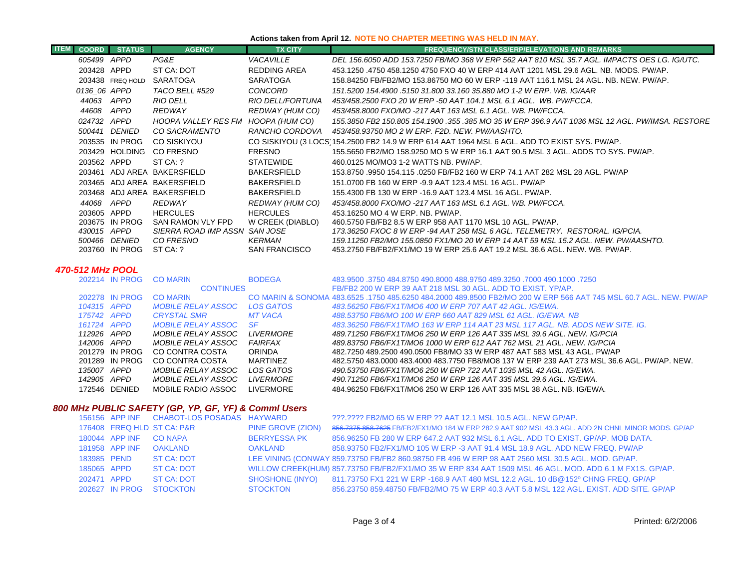**Actions taken from April 12. NOTE NO CHAPTER MEETING WAS HELD IN MAY.**

| ITEM | COORD | STATUS | AGENCY | TX CITY | FREQUENCY/STN CLASS/ERP/ELEVATIONS AND REMARKS |
|---|---|---|---|---|---|
| | 605499 | APPD | PG&E | VACAVILLE | DEL 156.6050 ADD 153.7250 FB/MO 368 W ERP 562 AAT 810 MSL 35.7 AGL. IMPACTS OES LG. IG/UTC. |
| | 203428 | APPD | ST CA: DOT | REDDING AREA | 453.1250 .4750 458.1250 4750 FXO 40 W ERP 414 AAT 1201 MSL 29.6 AGL. NB. MODS. PW/AP. |
| | 203438 | FREQ HOLD | SARATOGA | SARATOGA | 158.84250 FB/FB2/MO 153.86750 MO 60 W ERP -119 AAT 116.1 MSL 24 AGL. NB. NEW. PW/AP. |
| | 0136_06 | APPD | TACO BELL #529 | CONCORD | 151.5200 154.4900 .5150 31.800 33.160 35.880 MO 1-2 W ERP. WB. IG/AAR |
| | 44063 | APPD | RIO DELL | RIO DELL/FORTUNA | 453/458.2500 FXO 20 W ERP -50 AAT 104.1 MSL 6.1 AGL. WB. PW/FCCA. |
| | 44608 | APPD | REDWAY | REDWAY (HUM CO) | 453/458.8000 FXO/MO -217 AAT 163 MSL 6.1 AGL. WB. PW/FCCA. |
| | 024732 | APPD | HOOPA VALLEY RES FM | HOOPA (HUM CO) | 155.3850 FB2 150.805 154.1900 .355 .385 MO 35 W ERP 396.9 AAT 1036 MSL 12 AGL. PW/IMSA. RESTORE |
| | 500441 | DENIED | CO SACRAMENTO | RANCHO CORDOVA | 453/458.93750 MO 2 W ERP. F2D. NEW. PW/AASHTO. |
| | 203535 | IN PROG | CO SISKIYOU | CO SISKIYOU (3 LOCS) | 154.2500 FB2 14.9 W ERP 614 AAT 1964 MSL 6 AGL. ADD TO EXIST SYS. PW/AP. |
| | 203429 | HOLDING | CO FRESNO | FRESNO | 155.5650 FB2/MO 158.9250 MO 5 W ERP 16.1 AAT 90.5 MSL 3 AGL. ADDS TO SYS. PW/AP. |
| | 203562 | APPD | ST CA: ? | STATEWIDE | 460.0125 MO/MO3 1-2 WATTS NB. PW/AP. |
| | 203461 | ADJ AREA | BAKERSFIELD | BAKERSFIELD | 153.8750 .9950 154.115 .0250 FB/FB2 160 W ERP 74.1 AAT 282 MSL 28 AGL. PW/AP |
| | 203465 | ADJ AREA | BAKERSFIELD | BAKERSFIELD | 151.0700 FB 160 W ERP -9.9 AAT 123.4 MSL 16 AGL. PW/AP |
| | 203468 | ADJ AREA | BAKERSFIELD | BAKERSFIELD | 155.4300 FB 130 W ERP -16.9 AAT 123.4 MSL 16 AGL. PW/AP. |
| | 44068 | APPD | REDWAY | REDWAY (HUM CO) | 453/458.8000 FXO/MO -217 AAT 163 MSL 6.1 AGL. WB. PW/FCCA. |
| | 203605 | APPD | HERCULES | HERCULES | 453.16250 MO 4 W ERP. NB. PW/AP. |
| | 203675 | IN PROG | SAN RAMON VLY FPD | W CREEK (DIABLO) | 460.5750 FB/FB2 8.5 W ERP 958 AAT 1170 MSL 10 AGL. PW/AP. |
| | 430015 | APPD | SIERRA ROAD IMP ASSN | SAN JOSE | 173.36250 FXOC 8 W ERP -94 AAT 258 MSL 6 AGL. TELEMETRY. RESTORAL. IG/PCIA. |
| | 500466 | DENIED | CO FRESNO | KERMAN | 159.11250 FB2/MO 155.0850 FX1/MO 20 W ERP 14 AAT 59 MSL 15.2 AGL. NEW. PW/AASHTO. |
| | 203760 | IN PROG | ST CA: ? | SAN FRANCISCO | 453.2750 FB/FB2/FX1/MO 19 W ERP 25.6 AAT 19.2 MSL 36.6 AGL. NEW. WB. PW/AP. |

### 470-512 MHz POOL

| ITEM | COORD | STATUS | AGENCY | TX CITY | FREQUENCY/STN CLASS/ERP/ELEVATIONS AND REMARKS |
|---|---|---|---|---|---|
| | 202214 | IN PROG | CO MARIN | BODEGA | 483.9500 .3750 484.8750 490.8000 488.9750 489.3250 .7000 490.1000 .7250 |
| | | | CONTINUES | | FB/FB2 200 W ERP 39 AAT 218 MSL 30 AGL. ADD TO EXIST. YP/AP. |
| | 202278 | IN PROG | CO MARIN | CO MARIN & SONOMA | 483.6525 .1750 485.6250 484.2000 489.8500 FB2/MO 200 W ERP 566 AAT 745 MSL 60.7 AGL. NEW. PW/AP |
| | 104315 | APPD | MOBILE RELAY ASSOC | LOS GATOS | 483.56250 FB6/FX1T/MO6 400 W ERP 707 AAT 42 AGL. IG/EWA. |
| | 175742 | APPD | CRYSTAL SMR | MT VACA | 488.53750 FB6/MO 100 W ERP 660 AAT 829 MSL 61 AGL. IG/EWA. NB |
| | 161724 | APPD | MOBILE RELAY ASSOC | SF | 483.36250 FB6/FX1T/MO 163 W ERP 114 AAT 23 MSL 117 AGL. NB. ADDS NEW SITE. IG. |
| | 112926 | APPD | MOBILE RELAY ASSOC | LIVERMORE | 489.71250 FB6/FX1T/MO6 250 W ERP 126 AAT 335 MSL 39.6 AGL. NEW. IG/PCIA |
| | 142006 | APPD | MOBILE RELAY ASSOC | FAIRFAX | 489.83750 FB6/FX1T/MO6 1000 W ERP 612 AAT 762 MSL 21 AGL. NEW. IG/PCIA |
| | 201279 | IN PROG | CO CONTRA COSTA | ORINDA | 482.7250 489.2500 490.0500 FB8/MO 33 W ERP 487 AAT 583 MSL 43 AGL. PW/AP |
| | 201289 | IN PROG | CO CONTRA COSTA | MARTINEZ | 482.5750 483.0000 483.4000 483.7750 FB8/MO8 137 W ERP 239 AAT 273 MSL 36.6 AGL. PW/AP. NEW. |
| | 135007 | APPD | MOBILE RELAY ASSOC | LOS GATOS | 490.53750 FB6/FX1T/MO6 250 W ERP 722 AAT 1035 MSL 42 AGL. IG/EWA. |
| | 142905 | APPD | MOBILE RELAY ASSOC | LIVERMORE | 490.71250 FB6/FX1T/MO6 250 W ERP 126 AAT 335 MSL 39.6 AGL. IG/EWA. |
| | 172546 | DENIED | MOBILE RADIO ASSOC | LIVERMORE | 484.96250 FB6/FX1T/MO6 250 W ERP 126 AAT 335 MSL 38 AGL. NB. IG/EWA. |

### 800 MHz PUBLIC SAFETY (GP, YP, GF, YF) & Comml Users

| ITEM | COORD | STATUS | AGENCY | TX CITY | FREQUENCY/STN CLASS/ERP/ELEVATIONS AND REMARKS |
|---|---|---|---|---|---|
| | 156156 | APP INF | CHABOT-LOS POSADAS | HAYWARD | ???.???? FB2/MO 65 W ERP ?? AAT 12.1 MSL 10.5 AGL. NEW GP/AP. |
| | 176408 | FREQ HLD | ST CA: P&R | PINE GROVE (ZION) | ~~856.7375 858.7625~~ FB/FB2/FX1/MO 184 W ERP 282.9 AAT 902 MSL 43.3 AGL. ADD 2N CHNL MINOR MODS. GP/AP |
| | 180044 | APP INF | CO NAPA | BERRYESSA PK | 856.96250 FB 280 W ERP 647.2 AAT 932 MSL 6.1 AGL. ADD TO EXIST. GP/AP. MOB DATA. |
| | 181958 | APP INF | OAKLAND | OAKLAND | 858.93750 FB2/FX1/MO 105 W ERP -3 AAT 91.4 MSL 18.9 AGL. ADD NEW FREQ. PW/AP |
| | 183985 | PEND | ST CA: DOT | LEE VINING (CONWAY) | 859.73750 FB/FB2 860.98750 FB 496 W ERP 98 AAT 2560 MSL 30.5 AGL. MOD. GP/AP. |
| | 185065 | APPD | ST CA: DOT | WILLOW CREEK(HUM) | 857.73750 FB/FB2/FX1/MO 35 W ERP 834 AAT 1509 MSL 46 AGL. MOD. ADD 6.1 M FX1S. GP/AP. |
| | 202471 | APPD | ST CA: DOT | SHOSHONE (INYO) | 811.73750 FX1 221 W ERP -168.9 AAT 480 MSL 12.2 AGL. 10 dB@152º CHNG FREQ. GP/AP |
| | 202627 | IN PROG | STOCKTON | STOCKTON | 856.23750 859.48750 FB/FB2/MO 75 W ERP 40.3 AAT 5.8 MSL 122 AGL. EXIST. ADD SITE. GP/AP |

Printed: 6/2/2006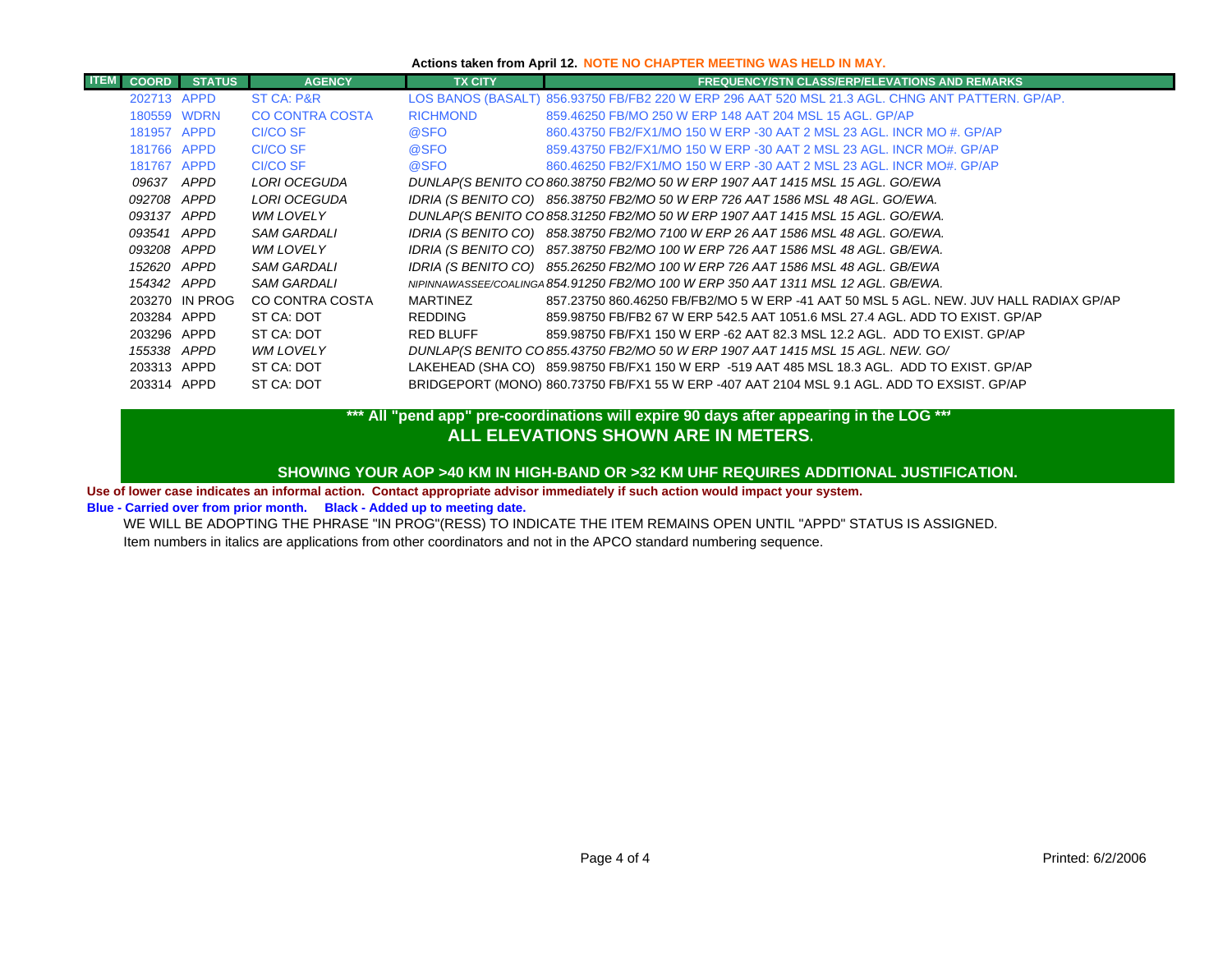**Actions taken from April 12. NOTE NO CHAPTER MEETING WAS HELD IN MAY.**

| ITEM | COORD | STATUS | AGENCY | TX CITY | FREQUENCY/STN CLASS/ERP/ELEVATIONS AND REMARKS |
|---|---|---|---|---|---|
| | 202713 | APPD | ST CA: P&R | LOS BANOS (BASALT) | 856.93750 FB/FB2 220 W ERP 296 AAT 520 MSL 21.3 AGL. CHNG ANT PATTERN. GP/AP. |
| | 180559 | WDRN | CO CONTRA COSTA | RICHMOND | 859.46250 FB/MO 250 W ERP 148 AAT 204 MSL 15 AGL. GP/AP |
| | 181957 | APPD | CI/CO SF | @SFO | 860.43750 FB2/FX1/MO 150 W ERP -30 AAT 2 MSL 23 AGL. INCR MO #. GP/AP |
| | 181766 | APPD | CI/CO SF | @SFO | 859.43750 FB2/FX1/MO 150 W ERP -30 AAT 2 MSL 23 AGL. INCR MO#. GP/AP |
| | 181767 | APPD | CI/CO SF | @SFO | 860.46250 FB2/FX1/MO 150 W ERP -30 AAT 2 MSL 23 AGL. INCR MO#. GP/AP |
| | *09637* | *APPD* | *LORI OCEGUDA* | *DUNLAP(S BENITO CO* | *860.38750 FB2/MO 50 W ERP 1907 AAT 1415 MSL 15 AGL. GO/EWA* |
| | *092708* | *APPD* | *LORI OCEGUDA* | *IDRIA (S BENITO CO)* | *856.38750 FB2/MO 50 W ERP 726 AAT 1586 MSL 48 AGL. GO/EWA.* |
| | *093137* | *APPD* | *WM LOVELY* | *DUNLAP(S BENITO CO* | *858.31250 FB2/MO 50 W ERP 1907 AAT 1415 MSL 15 AGL. GO/EWA.* |
| | *093541* | *APPD* | *SAM GARDALI* | *IDRIA (S BENITO CO)* | *858.38750 FB2/MO 7100 W ERP 26 AAT 1586 MSL 48 AGL. GO/EWA.* |
| | *093208* | *APPD* | *WM LOVELY* | *IDRIA (S BENITO CO)* | *857.38750 FB2/MO 100 W ERP 726 AAT 1586 MSL 48 AGL. GB/EWA.* |
| | *152620* | *APPD* | *SAM GARDALI* | *IDRIA (S BENITO CO)* | *855.26250 FB2/MO 100 W ERP 726 AAT 1586 MSL 48 AGL. GB/EWA* |
| | *154342* | *APPD* | *SAM GARDALI* | *NIPINNAWASSEE/COALINGA* | *854.91250 FB2/MO 100 W ERP 350 AAT 1311 MSL 12 AGL. GB/EWA.* |
| | 203270 | IN PROG | CO CONTRA COSTA | MARTINEZ | 857.23750 860.46250 FB/FB2/MO 5 W ERP -41 AAT 50 MSL 5 AGL. NEW. JUV HALL RADIAX GP/AP |
| | 203284 | APPD | ST CA: DOT | REDDING | 859.98750 FB/FB2 67 W ERP 542.5 AAT 1051.6 MSL 27.4 AGL. ADD TO EXIST. GP/AP |
| | 203296 | APPD | ST CA: DOT | RED BLUFF | 859.98750 FB/FX1 150 W ERP -62 AAT 82.3 MSL 12.2 AGL. ADD TO EXIST. GP/AP |
| | *155338* | *APPD* | *WM LOVELY* | *DUNLAP(S BENITO CO* | *855.43750 FB2/MO 50 W ERP 1907 AAT 1415 MSL 15 AGL. NEW. GO/* |
| | 203313 | APPD | ST CA: DOT | LAKEHEAD (SHA CO) | 859.98750 FB/FX1 150 W ERP -519 AAT 485 MSL 18.3 AGL. ADD TO EXIST. GP/AP |
| | 203314 | APPD | ST CA: DOT | BRIDGEPORT (MONO) | 860.73750 FB/FX1 55 W ERP -407 AAT 2104 MSL 9.1 AGL. ADD TO EXSIST. GP/AP |

**\*\*\* All "pend app" pre-coordinations will expire 90 days after appearing in the LOG \*\*\***

**ALL ELEVATIONS SHOWN ARE IN METERS.**

**SHOWING YOUR AOP >40 KM IN HIGH-BAND OR >32 KM UHF REQUIRES ADDITIONAL JUSTIFICATION.**

**Use of lower case indicates an informal action. Contact appropriate advisor immediately if such action would impact your system.**

**Blue - Carried over from prior month. Black - Added up to meeting date.**

WE WILL BE ADOPTING THE PHRASE "IN PROG"(RESS) TO INDICATE THE ITEM REMAINS OPEN UNTIL "APPD" STATUS IS ASSIGNED.

Item numbers in italics are applications from other coordinators and not in the APCO standard numbering sequence.

Printed: 6/2/2006